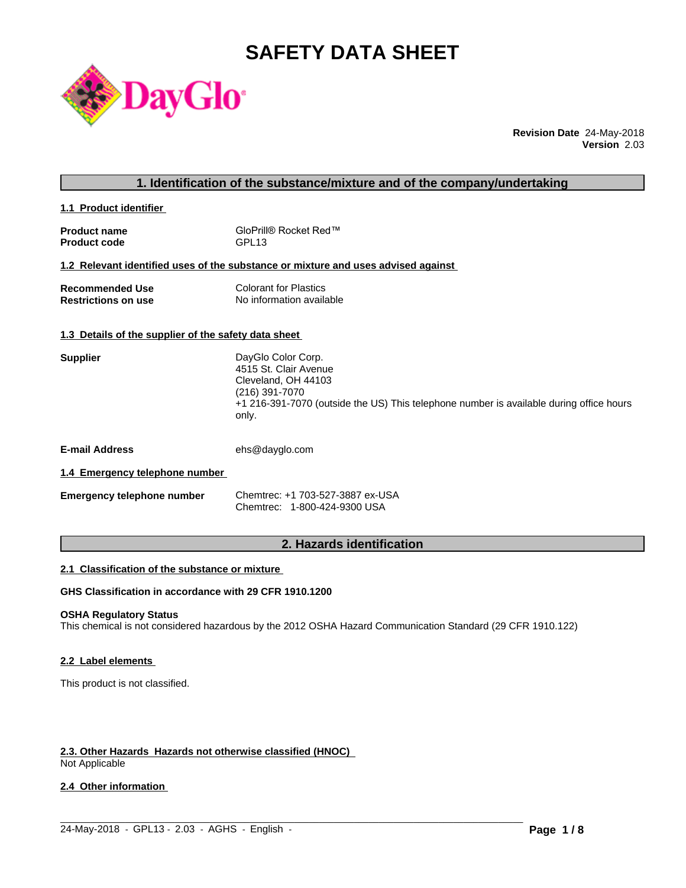# SAFETY DATA SHEET

DayGlo

**Revision Date** 24-May-2018
**Version** 2.03

## 1. Identification of the substance/mixture and of the company/undertaking

### 1.1 Product identifier

**Product name** GloPrill® Rocket Red™
**Product code** GPL13

### 1.2 Relevant identified uses of the substance or mixture and uses advised against

**Recommended Use** Colorant for Plastics
**Restrictions on use** No information available

### 1.3 Details of the supplier of the safety data sheet

**Supplier**
DayGlo Color Corp.
4515 St. Clair Avenue
Cleveland, OH 44103
(216) 391-7070
+1 216-391-7070 (outside the US) This telephone number is available during office hours only.

**E-mail Address** ehs@dayglo.com

### 1.4 Emergency telephone number

**Emergency telephone number**
Chemtrec: +1 703-527-3887 ex-USA
Chemtrec: 1-800-424-9300 USA

## 2. Hazards identification

### 2.1 Classification of the substance or mixture

**GHS Classification in accordance with 29 CFR 1910.1200**

**OSHA Regulatory Status**
This chemical is not considered hazardous by the 2012 OSHA Hazard Communication Standard (29 CFR 1910.122)

### 2.2 Label elements

This product is not classified.

### 2.3. Other Hazards Hazards not otherwise classified (HNOC)

Not Applicable

### 2.4 Other information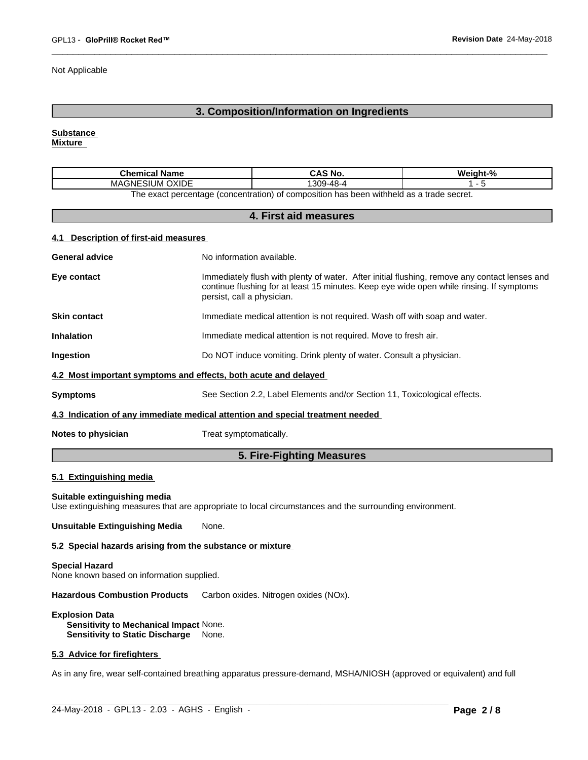Not Applicable

## 3. Composition/Information on Ingredients

**Substance**
**Mixture**

| Chemical Name | CAS No. | Weight-% |
| --- | --- | --- |
| MAGNESIUM OXIDE | 1309-48-4 | 1 - 5 |

The exact percentage (concentration) of composition has been withheld as a trade secret.

## 4. First aid measures

### 4.1 Description of first-aid measures

**General advice** No information available.

**Eye contact** Immediately flush with plenty of water. After initial flushing, remove any contact lenses and continue flushing for at least 15 minutes. Keep eye wide open while rinsing. If symptoms persist, call a physician.

**Skin contact** Immediate medical attention is not required. Wash off with soap and water.

**Inhalation** Immediate medical attention is not required. Move to fresh air.

**Ingestion** Do NOT induce vomiting. Drink plenty of water. Consult a physician.

### 4.2 Most important symptoms and effects, both acute and delayed

**Symptoms** See Section 2.2, Label Elements and/or Section 11, Toxicological effects.

### 4.3 Indication of any immediate medical attention and special treatment needed

**Notes to physician** Treat symptomatically.

## 5. Fire-Fighting Measures

### 5.1 Extinguishing media

**Suitable extinguishing media**
Use extinguishing measures that are appropriate to local circumstances and the surrounding environment.

**Unsuitable Extinguishing Media** None.

### 5.2 Special hazards arising from the substance or mixture

**Special Hazard**
None known based on information supplied.

**Hazardous Combustion Products** Carbon oxides. Nitrogen oxides (NOx).

**Explosion Data**
**Sensitivity to Mechanical Impact** None.
**Sensitivity to Static Discharge** None.

### 5.3 Advice for firefighters

As in any fire, wear self-contained breathing apparatus pressure-demand, MSHA/NIOSH (approved or equivalent) and full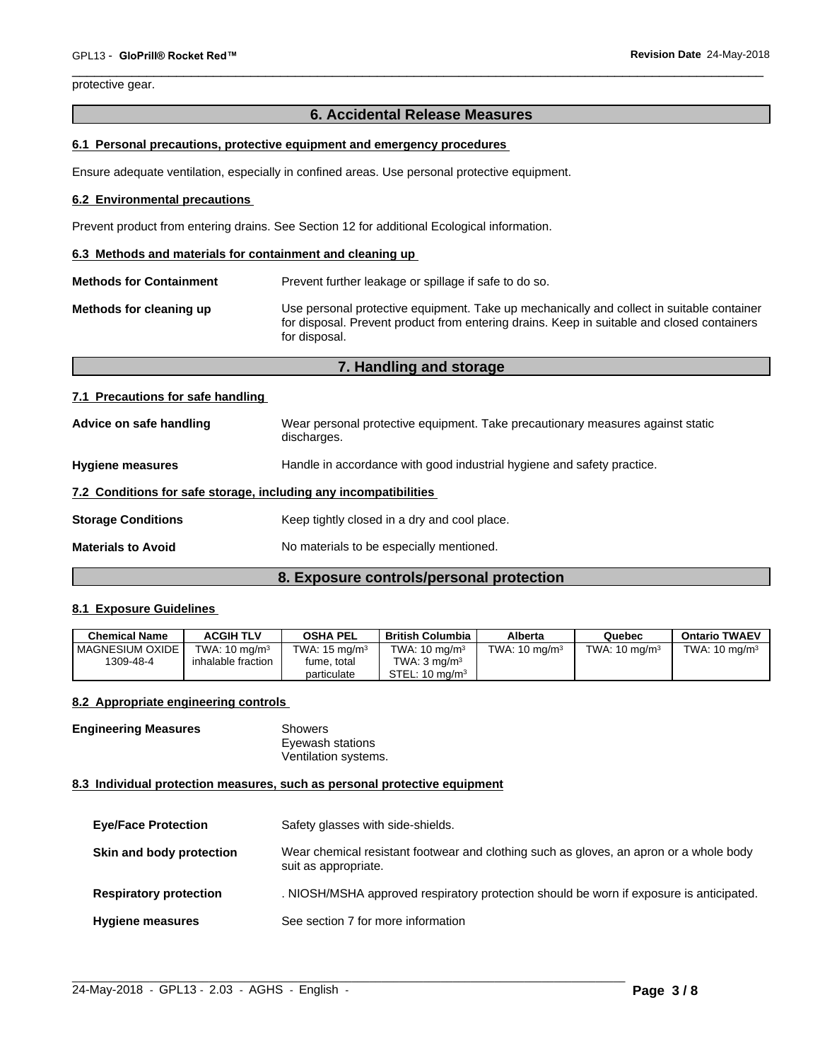protective gear.

## 6. Accidental Release Measures

### 6.1 Personal precautions, protective equipment and emergency procedures

Ensure adequate ventilation, especially in confined areas. Use personal protective equipment.

### 6.2 Environmental precautions

Prevent product from entering drains. See Section 12 for additional Ecological information.

### 6.3 Methods and materials for containment and cleaning up

**Methods for Containment** Prevent further leakage or spillage if safe to do so.

**Methods for cleaning up** Use personal protective equipment. Take up mechanically and collect in suitable container for disposal. Prevent product from entering drains. Keep in suitable and closed containers for disposal.

## 7. Handling and storage

### 7.1 Precautions for safe handling

**Advice on safe handling** Wear personal protective equipment. Take precautionary measures against static discharges.

**Hygiene measures** Handle in accordance with good industrial hygiene and safety practice.

### 7.2 Conditions for safe storage, including any incompatibilities

**Storage Conditions** Keep tightly closed in a dry and cool place.

**Materials to Avoid** No materials to be especially mentioned.

## 8. Exposure controls/personal protection

### 8.1 Exposure Guidelines

| Chemical Name | ACGIH TLV | OSHA PEL | British Columbia | Alberta | Quebec | Ontario TWAEV |
|---|---|---|---|---|---|---|
| MAGNESIUM OXIDE 1309-48-4 | TWA: 10 mg/m³ inhalable fraction | TWA: 15 mg/m³ fume, total particulate | TWA: 10 mg/m³ TWA: 3 mg/m³ STEL: 10 mg/m³ | TWA: 10 mg/m³ | TWA: 10 mg/m³ | TWA: 10 mg/m³ |

### 8.2 Appropriate engineering controls

**Engineering Measures** Showers
Eyewash stations
Ventilation systems.

### 8.3 Individual protection measures, such as personal protective equipment

**Eye/Face Protection** Safety glasses with side-shields.

**Skin and body protection** Wear chemical resistant footwear and clothing such as gloves, an apron or a whole body suit as appropriate.

**Respiratory protection** . NIOSH/MSHA approved respiratory protection should be worn if exposure is anticipated.

**Hygiene measures** See section 7 for more information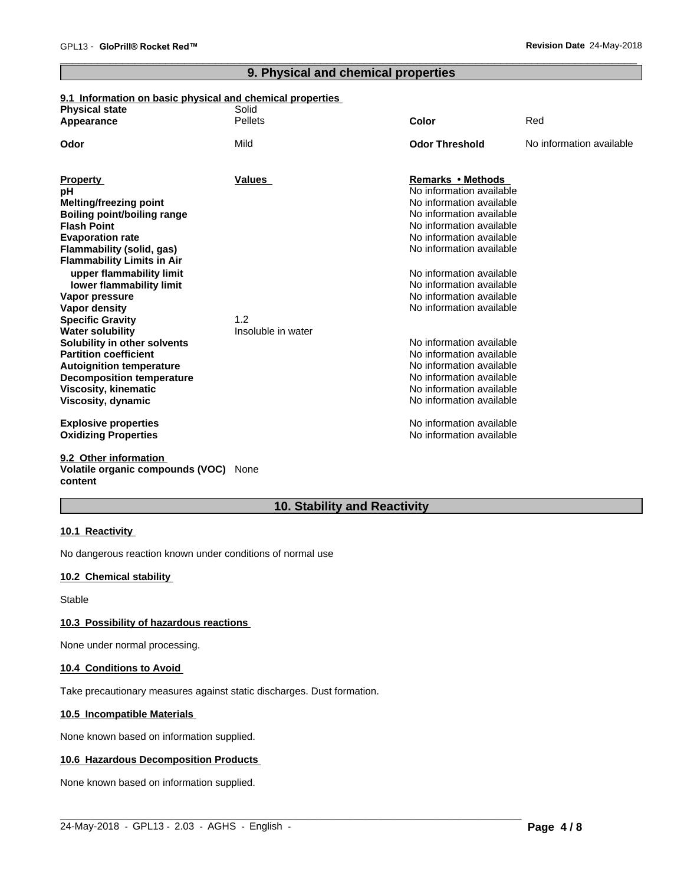## 9. Physical and chemical properties

### 9.1 Information on basic physical and chemical properties

| | | | |
|---|---|---|---|
| **Physical state** | Solid | | |
| **Appearance** | Pellets | **Color** | Red |
| **Odor** | Mild | **Odor Threshold** | No information available |

| **Property** | **Values** | **Remarks • Methods** |
|---|---|---|
| **pH** | | No information available |
| **Melting/freezing point** | | No information available |
| **Boiling point/boiling range** | | No information available |
| **Flash Point** | | No information available |
| **Evaporation rate** | | No information available |
| **Flammability (solid, gas)** | | No information available |
| **Flammability Limits in Air** | | |
| **upper flammability limit** | | No information available |
| **lower flammability limit** | | No information available |
| **Vapor pressure** | | No information available |
| **Vapor density** | | No information available |
| **Specific Gravity** | 1.2 | |
| **Water solubility** | Insoluble in water | |
| **Solubility in other solvents** | | No information available |
| **Partition coefficient** | | No information available |
| **Autoignition temperature** | | No information available |
| **Decomposition temperature** | | No information available |
| **Viscosity, kinematic** | | No information available |
| **Viscosity, dynamic** | | No information available |
| **Explosive properties** | | No information available |
| **Oxidizing Properties** | | No information available |

### 9.2 Other information

**Volatile organic compounds (VOC) content** None

## 10. Stability and Reactivity

### 10.1 Reactivity

No dangerous reaction known under conditions of normal use

### 10.2 Chemical stability

Stable

### 10.3 Possibility of hazardous reactions

None under normal processing.

### 10.4 Conditions to Avoid

Take precautionary measures against static discharges. Dust formation.

### 10.5 Incompatible Materials

None known based on information supplied.

### 10.6 Hazardous Decomposition Products

None known based on information supplied.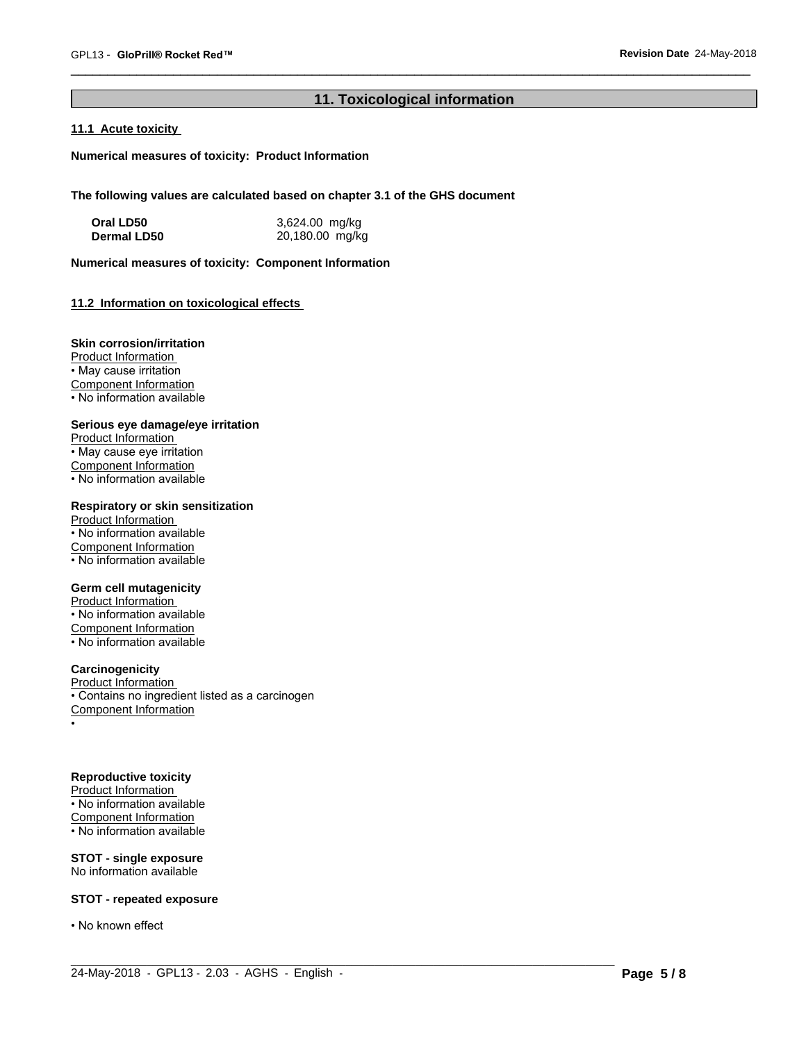## 11. Toxicological information

### 11.1 Acute toxicity

**Numerical measures of toxicity: Product Information**

**The following values are calculated based on chapter 3.1 of the GHS document**

| | |
|---|---|
| **Oral LD50** | 3,624.00 mg/kg |
| **Dermal LD50** | 20,180.00 mg/kg |

**Numerical measures of toxicity: Component Information**

### 11.2 Information on toxicological effects

**Skin corrosion/irritation**

Product Information
- May cause irritation

Component Information
- No information available

**Serious eye damage/eye irritation**

Product Information
- May cause eye irritation

Component Information
- No information available

**Respiratory or skin sensitization**

Product Information
- No information available

Component Information
- No information available

**Germ cell mutagenicity**

Product Information
- No information available

Component Information
- No information available

**Carcinogenicity**

Product Information
- Contains no ingredient listed as a carcinogen

Component Information
- 

**Reproductive toxicity**

Product Information
- No information available

Component Information
- No information available

**STOT - single exposure**

No information available

**STOT - repeated exposure**

- No known effect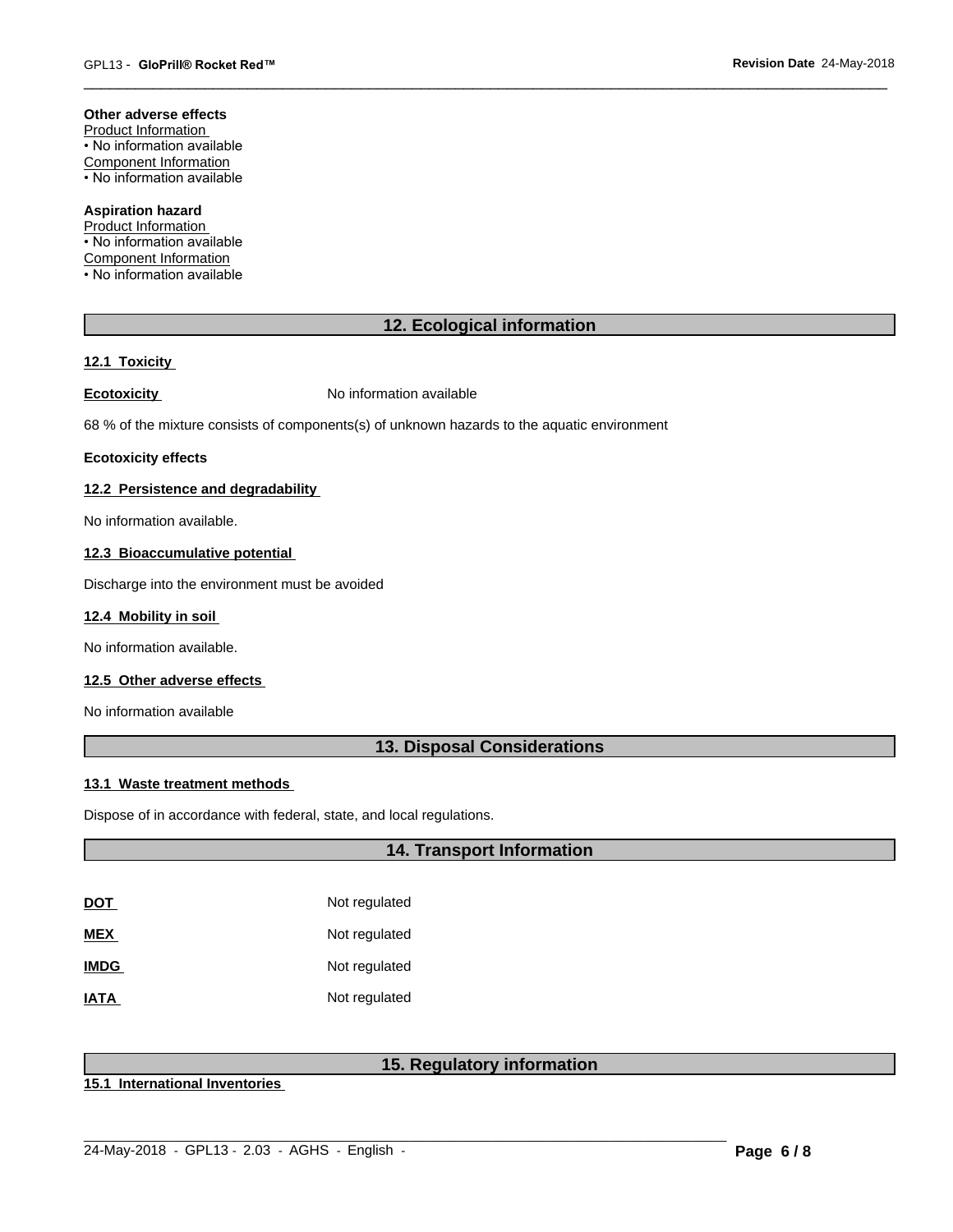**Other adverse effects**

Product Information
• No information available

Component Information
• No information available

**Aspiration hazard**

Product Information
• No information available

Component Information
• No information available

## 12. Ecological information

### 12.1 Toxicity

**Ecotoxicity** No information available

68 % of the mixture consists of components(s) of unknown hazards to the aquatic environment

**Ecotoxicity effects**

### 12.2 Persistence and degradability

No information available.

### 12.3 Bioaccumulative potential

Discharge into the environment must be avoided

### 12.4 Mobility in soil

No information available.

### 12.5 Other adverse effects

No information available

## 13. Disposal Considerations

### 13.1 Waste treatment methods

Dispose of in accordance with federal, state, and local regulations.

## 14. Transport Information

| | |
|---|---|
| **DOT** | Not regulated |
| **MEX** | Not regulated |
| **IMDG** | Not regulated |
| **IATA** | Not regulated |

## 15. Regulatory information

### 15.1 International Inventories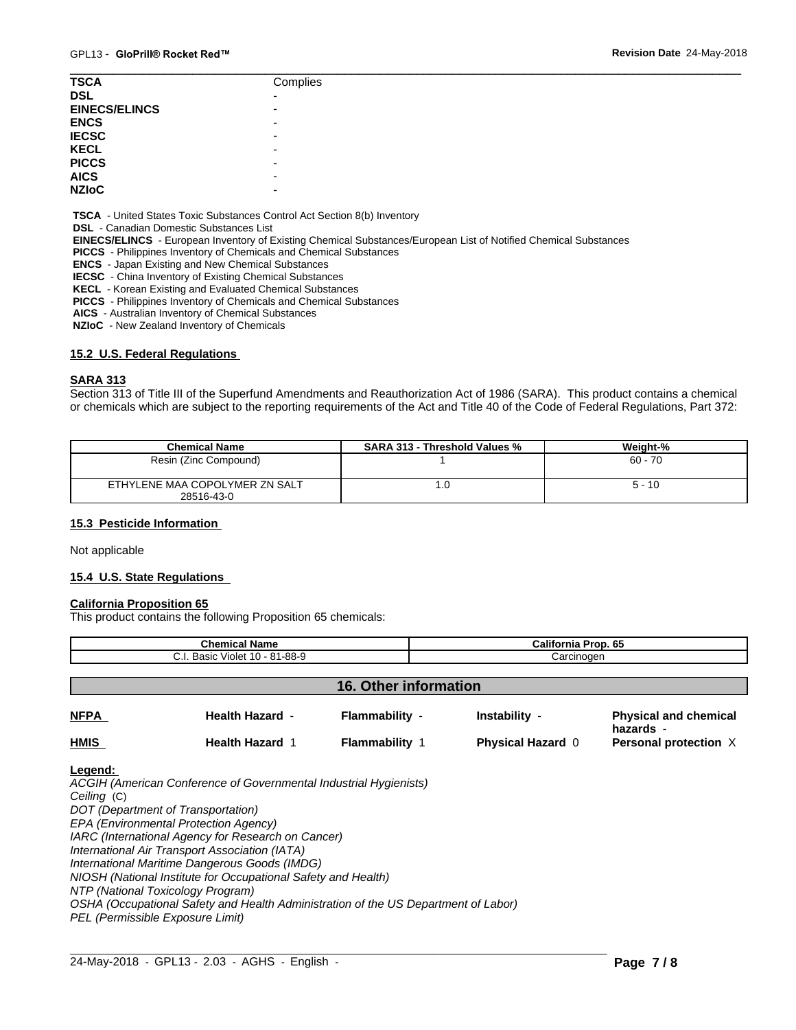| | |
|---|---|
| **TSCA** | Complies |
| **DSL** | - |
| **EINECS/ELINCS** | - |
| **ENCS** | - |
| **IECSC** | - |
| **KECL** | - |
| **PICCS** | - |
| **AICS** | - |
| **NZIoC** | - |

**TSCA** - United States Toxic Substances Control Act Section 8(b) Inventory
**DSL** - Canadian Domestic Substances List
**EINECS/ELINCS** - European Inventory of Existing Chemical Substances/European List of Notified Chemical Substances
**PICCS** - Philippines Inventory of Chemicals and Chemical Substances
**ENCS** - Japan Existing and New Chemical Substances
**IECSC** - China Inventory of Existing Chemical Substances
**KECL** - Korean Existing and Evaluated Chemical Substances
**PICCS** - Philippines Inventory of Chemicals and Chemical Substances
**AICS** - Australian Inventory of Chemical Substances
**NZIoC** - New Zealand Inventory of Chemicals

### 15.2 U.S. Federal Regulations

**SARA 313**

Section 313 of Title III of the Superfund Amendments and Reauthorization Act of 1986 (SARA). This product contains a chemical or chemicals which are subject to the reporting requirements of the Act and Title 40 of the Code of Federal Regulations, Part 372:

| Chemical Name | SARA 313 - Threshold Values % | Weight-% |
|---|---|---|
| Resin (Zinc Compound) | 1 | 60 - 70 |
| ETHYLENE MAA COPOLYMER ZN SALT 28516-43-0 | 1.0 | 5 - 10 |

### 15.3 Pesticide Information

Not applicable

### 15.4 U.S. State Regulations

**California Proposition 65**

This product contains the following Proposition 65 chemicals:

| Chemical Name | California Prop. 65 |
|---|---|
| C.I. Basic Violet 10 - 81-88-9 | Carcinogen |

## 16. Other information

| | | | | |
|---|---|---|---|---|
| **NFPA** | **Health Hazard** - | **Flammability** - | **Instability** - | **Physical and chemical hazards** - |
| **HMIS** | **Health Hazard** 1 | **Flammability** 1 | **Physical Hazard** 0 | **Personal protection** X |

**Legend:**

*ACGIH (American Conference of Governmental Industrial Hygienists)*
*Ceiling* (C)
*DOT (Department of Transportation)*
*EPA (Environmental Protection Agency)*
*IARC (International Agency for Research on Cancer)*
*International Air Transport Association (IATA)*
*International Maritime Dangerous Goods (IMDG)*
*NIOSH (National Institute for Occupational Safety and Health)*
*NTP (National Toxicology Program)*
*OSHA (Occupational Safety and Health Administration of the US Department of Labor)*
*PEL (Permissible Exposure Limit)*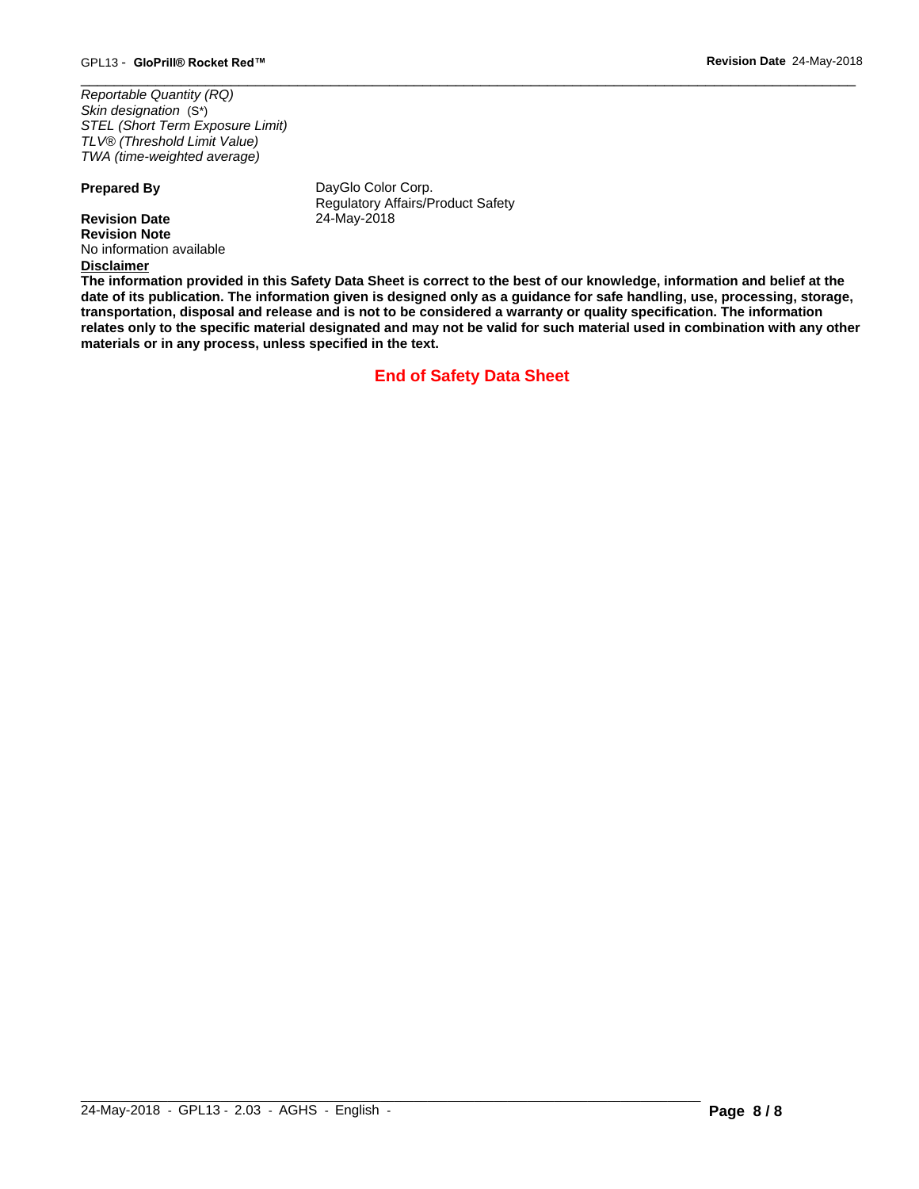*Reportable Quantity (RQ)*
*Skin designation* (S*)
*STEL (Short Term Exposure Limit)*
*TLV® (Threshold Limit Value)*
*TWA (time-weighted average)*

**Prepared By** DayGlo Color Corp.
Regulatory Affairs/Product Safety

**Revision Date** 24-May-2018

**Revision Note**
No information available

**Disclaimer**

**The information provided in this Safety Data Sheet is correct to the best of our knowledge, information and belief at the date of its publication. The information given is designed only as a guidance for safe handling, use, processing, storage, transportation, disposal and release and is not to be considered a warranty or quality specification. The information relates only to the specific material designated and may not be valid for such material used in combination with any other materials or in any process, unless specified in the text.**

**End of Safety Data Sheet**